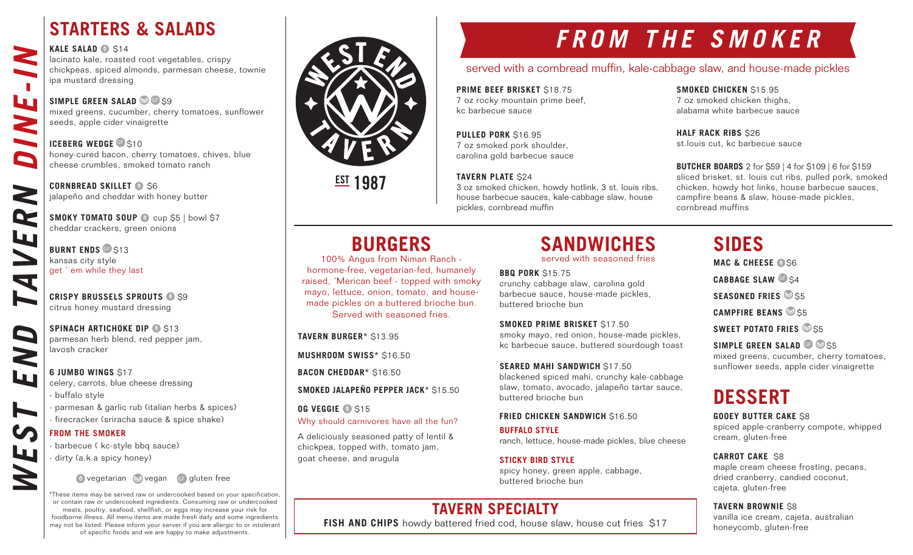# WEST END TAVERN DINE-IN

## STARTERS & SALADS

**KALE SALAD** (vegetarian) $14
lacinato kale, roasted root vegetables, crispy chickpeas, spiced almonds, parmesan cheese, townie ipa mustard dressing

**SIMPLE GREEN SALAD** (vegan) (GF) $9
mixed greens, cucumber, cherry tomatoes, sunflower seeds, apple cider vinaigrette

**ICEBERG WEDGE** (GF) $10
honey-cured bacon, cherry tomatoes, chives, blue cheese crumbles, smoked tomato ranch

**CORNBREAD SKILLET** (vegetarian) $6
jalapeño and cheddar with honey butter

**SMOKY TOMATO SOUP** (vegetarian) cup $5 | bowl $7
cheddar crackers, green onions

**BURNT ENDS** (GF) $13
kansas city style
get ' em while they last

**CRISPY BRUSSELS SPROUTS** (vegetarian) $9
citrus honey mustard dressing

**SPINACH ARTICHOKE DIP** (vegetarian) $13
parmesan herb blend, red pepper jam, lavosh cracker

**6 JUMBO WINGS** $17
celery, carrots, blue cheese dressing
- buffalo style
- parmesan & garlic rub (italian herbs & spices)
- firecracker (sriracha sauce & spice shake)

**FROM THE SMOKER**
- barbecue ( kc-style bbq sauce)
- dirty (a.k.a spicy honey)

(V) vegetarian (VG) vegan (GF) gluten free

*These items may be served raw or undercooked based on your specification, or contain raw or undercooked ingredients. Consuming raw or undercooked meats, poultry, seafood, shellfish, or eggs may increase your risk for foodborne illness. All menu items are made fresh daily and some ingredients may not be listed. Please inform your server if you are allergic to or intolerant of specific foods and we are happy to make adjustments.

WEST END TAVERN
EST 1987

## FROM THE SMOKER

served with a cornbread muffin, kale-cabbage slaw, and house-made pickles

**PRIME BEEF BRISKET** $18.75
7 oz rocky mountain prime beef, kc barbecue sauce

**PULLED PORK** $16.95
7 oz smoked pork shoulder, carolina gold barbecue sauce

**TAVERN PLATE** $24
3 oz smoked chicken, howdy hotlink, 3 st. louis ribs, house barbecue sauces, kale-cabbage slaw, house pickles, cornbread muffin

**SMOKED CHICKEN** $15.95
7 oz smoked chicken thighs, alabama white barbecue sauce

**HALF RACK RIBS** $26
st.louis cut, kc barbecue sauce

**BUTCHER BOARDS** 2 for $59 | 4 for $109 | 6 for $159
sliced brisket, st. louis cut ribs, pulled pork, smoked chicken, howdy hot links, house barbecue sauces, campfire beans & slaw, house-made pickles, cornbread muffins

## BURGERS

100% Angus from Niman Ranch - hormone-free, vegetarian-fed, humanely raised, 'Merican beef - topped with smoky mayo, lettuce, onion, tomato, and house-made pickles on a buttered brioche bun. Served with seasoned fries.

**TAVERN BURGER*** $13.95

**MUSHROOM SWISS*** $16.50

**BACON CHEDDAR*** $16.50

**SMOKED JALAPEÑO PEPPER JACK*** $15.50

**OG VEGGIE** (vegetarian) $15
Why should carnivores have all the fun?

A deliciously seasoned patty of lentil & chickpea, topped with, tomato jam, goat cheese, and arugula

## SANDWICHES

served with seasoned fries

**BBQ PORK** $15.75
crunchy cabbage slaw, carolina gold barbecue sauce, house-made pickles, buttered brioche bun

**SMOKED PRIME BRISKET** $17.50
smoky mayo, red onion, house-made pickles, kc barbecue sauce, buttered sourdough toast

**SEARED MAHI SANDWICH** $17.50
blackened spiced mahi, crunchy kale-cabbage slaw, tomato, avocado, jalapeño tartar sauce, buttered brioche bun

**FRIED CHICKEN SANDWICH** $16.50

**BUFFALO STYLE**
ranch, lettuce, house-made pickles, blue cheese

**STICKY BIRD STYLE**
spicy honey, green apple, cabbage, buttered brioche bun

## TAVERN SPECIALTY

**FISH AND CHIPS** howdy battered fried cod, house slaw, house cut fries $17

## SIDES

**MAC & CHEESE** (vegetarian) $6

**CABBAGE SLAW** (GF) $4

**SEASONED FRIES** (vegan) $5

**CAMPFIRE BEANS** (vegan) $5

**SWEET POTATO FRIES** (vegan) $5

**SIMPLE GREEN SALAD** (GF) (vegan) $5
mixed greens, cucumber, cherry tomatoes, sunflower seeds, apple cider vinaigrette

## DESSERT

**GOOEY BUTTER CAKE** $8
spiced apple-cranberry compote, whipped cream, gluten-free

**CARROT CAKE** $8
maple cream cheese frosting, pecans, dried cranberry, candied coconut, cajeta, gluten-free

**TAVERN BROWNIE** $8
vanilla ice cream, cajeta, australian honeycomb, gluten-free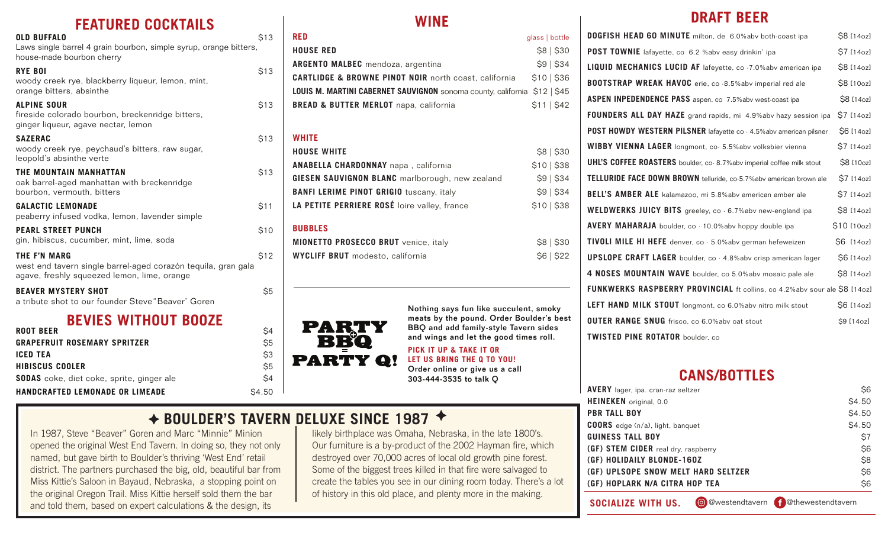## FEATURED COCKTAILS

**OLD BUFFALO** $13
Laws single barrel 4 grain bourbon, simple syrup, orange bitters, house-made bourbon cherry

**RYE BOI** $13
woody creek rye, blackberry liqueur, lemon, mint, orange bitters, absinthe

**ALPINE SOUR** $13
fireside colorado bourbon, breckenridge bitters, ginger liqueur, agave nectar, lemon

**SAZERAC** $13
woody creek rye, peychaud's bitters, raw sugar, leopold's absinthe verte

**THE MOUNTAIN MANHATTAN** $13
oak barrel-aged manhattan with breckenridge bourbon, vermouth, bitters

**GALACTIC LEMONADE** $11
peaberry infused vodka, lemon, lavender simple

**PEARL STREET PUNCH** $10
gin, hibiscus, cucumber, mint, lime, soda

**THE F'N MARG** $12
west end tavern single barrel-aged corazón tequila, gran gala agave, freshly squeezed lemon, lime, orange

**BEAVER MYSTERY SHOT** $5
a tribute shot to our founder Steve "Beaver" Goren

## BEVIES WITHOUT BOOZE

| | |
|---|---|
| **ROOT BEER** | $4 |
| **GRAPEFRUIT ROSEMARY SPRITZER** | $5 |
| **ICED TEA** | $3 |
| **HIBISCUS COOLER** | $5 |
| **SODAS** coke, diet coke, sprite, ginger ale | $4 |
| **HANDCRAFTED LEMONADE OR LIMEADE** | $4.50 |

## WINE

| **RED** | glass \| bottle |
|---|---|
| **HOUSE RED** | $8 \| $30 |
| **ARGENTO MALBEC** mendoza, argentina | $9 \| $34 |
| **CARTLIDGE & BROWNE PINOT NOIR** north coast, california | $10 \| $36 |
| **LOUIS M. MARTINI CABERNET SAUVIGNON** sonoma county, california | $12 \| $45 |
| **BREAD & BUTTER MERLOT** napa, california | $11 \| $42 |

| **WHITE** | |
|---|---|
| **HOUSE WHITE** | $8 \| $30 |
| **ANABELLA CHARDONNAY** napa , california | $10 \| $38 |
| **GIESEN SAUVIGNON BLANC** marlborough, new zealand | $9 \| $34 |
| **BANFI LERIME PINOT GRIGIO** tuscany, italy | $9 \| $34 |
| **LA PETITE PERRIERE ROSÉ** loire valley, france | $10 \| $38 |

| **BUBBLES** | |
|---|---|
| **MIONETTO PROSECCO BRUT** venice, italy | $8 \| $30 |
| **WYCLIFF BRUT** modesto, california | $6 \| $22 |

**PARTY BBQ = PARTY Q!**

**Nothing says fun like succulent, smoky meats by the pound. Order Boulder's best BBQ and add family-style Tavern sides and wings and let the good times roll.**

**PICK IT UP & TAKE IT OR LET US BRING THE Q TO YOU!**
**Order online or give us a call 303-444-3535 to talk Q**

## DRAFT BEER

| | |
|---|---|
| **DOGFISH HEAD 60 MINUTE** milton, de 6.0%abv both-coast ipa | $8 [14oz] |
| **POST TOWNIE** lafayette, co 6.2 %abv easy drinkin' ipa | $7 [14oz] |
| **LIQUID MECHANICS LUCID AF** lafeyette, co -7.0%abv american ipa | $8 [14oz] |
| **BOOTSTRAP WREAK HAVOC** erie, co -8.5%abv imperial red ale | $8 [10oz] |
| **ASPEN INPEDENDENCE PASS** aspen, co 7.5%abv west-coast ipa | $8 [14oz] |
| **FOUNDERS ALL DAY HAZE** grand rapids, mi 4.9%abv hazy session ipa | $7 [14oz] |
| **POST HOWDY WESTERN PILSNER** lafayette co · 4.5%abv american pilsner | $6 [14oz] |
| **WIBBY VIENNA LAGER** longmont, co· 5.5%abv volksbier vienna | $7 [14oz] |
| **UHL'S COFFEE ROASTERS** boulder, co· 8.7%abv imperial coffee milk stout | $8 [10oz] |
| **TELLURIDE FACE DOWN BROWN** telluride, co·5.7%abv american brown ale | $7 [14oz] |
| **BELL'S AMBER ALE** kalamazoo, mi 5.8%abv american amber ale | $7 [14oz] |
| **WELDWERKS JUICY BITS** greeley, co · 6.7%abv new-england ipa | $8 [14oz] |
| **AVERY MAHARAJA** boulder, co · 10.0%abv hoppy double ipa | $10 [10oz] |
| **TIVOLI MILE HI HEFE** denver, co · 5.0%abv german hefeweizen | $6 [14oz] |
| **UPSLOPE CRAFT LAGER** boulder, co · 4.8%abv crisp american lager | $6 [14oz] |
| **4 NOSES MOUNTAIN WAVE** boulder, co 5.0%abv mosaic pale ale | $8 [14oz] |
| **FUNKWERKS RASPBERRY PROVINCIAL** ft collins, co 4.2%abv sour ale | $8 [14oz] |
| **LEFT HAND MILK STOUT** longmont, co 6.0%abv nitro milk stout | $6 [14oz] |
| **OUTER RANGE SNUG** frisco, co 6.0%abv oat stout | $9 [14oz] |
| **TWISTED PINE ROTATOR** boulder, co | |

## CANS/BOTTLES

| | |
|---|---|
| **AVERY** lager, ipa. cran-raz seltzer | $6 |
| **HEINEKEN** original, 0.0 | $4.50 |
| **PBR TALL BOY** | $4.50 |
| **COORS** edge (n/a), light, banquet | $4.50 |
| **GUINESS TALL BOY** | $7 |
| **(GF) STEM CIDER** real dry, raspberry | $6 |
| **(GF) HOLIDAILY BLONDE-16OZ** | $8 |
| **(GF) UPLSOPE SNOW MELT HARD SELTZER** | $6 |
| **(GF) HOPLARK N/A CITRA HOP TEA** | $6 |

**SOCIALIZE WITH US.** @westendtavern @thewestendtavern

## ✦ BOULDER'S TAVERN DELUXE SINCE 1987 ✦

In 1987, Steve "Beaver" Goren and Marc "Minnie" Minion opened the original West End Tavern. In doing so, they not only named, but gave birth to Boulder's thriving 'West End' retail district. The partners purchased the big, old, beautiful bar from Miss Kittie's Saloon in Bayaud, Nebraska, a stopping point on the original Oregon Trail. Miss Kittie herself sold them the bar and told them, based on expert calculations & the design, its likely birthplace was Omaha, Nebraska, in the late 1800's. Our furniture is a by-product of the 2002 Hayman fire, which destroyed over 70,000 acres of local old growth pine forest. Some of the biggest trees killed in that fire were salvaged to create the tables you see in our dining room today. There's a lot of history in this old place, and plenty more in the making.